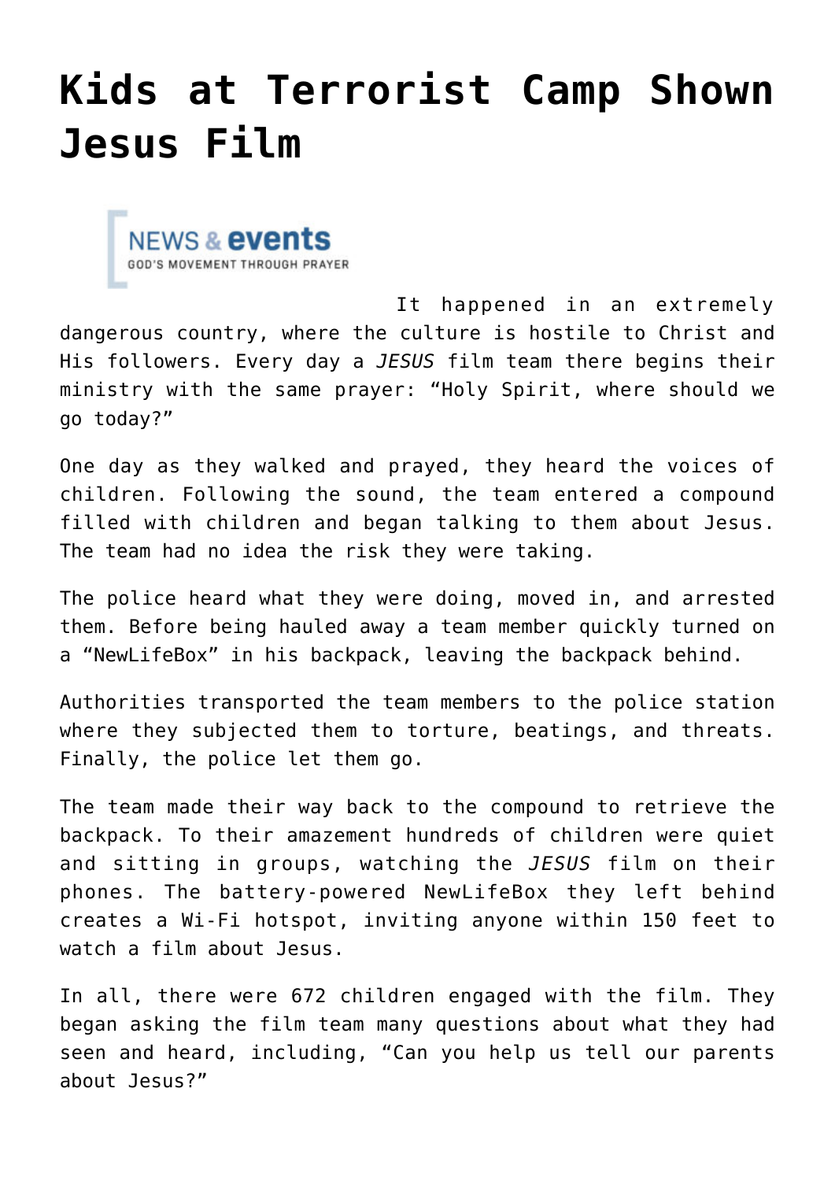# Kids at Terrorist Camp Shown Jesus Film

NEWS & events
GOD'S MOVEMENT THROUGH PRAYER

It happened in an extremely dangerous country, where the culture is hostile to Christ and His followers. Every day a *JESUS* film team there begins their ministry with the same prayer: "Holy Spirit, where should we go today?"

One day as they walked and prayed, they heard the voices of children. Following the sound, the team entered a compound filled with children and began talking to them about Jesus. The team had no idea the risk they were taking.

The police heard what they were doing, moved in, and arrested them. Before being hauled away a team member quickly turned on a "NewLifeBox" in his backpack, leaving the backpack behind.

Authorities transported the team members to the police station where they subjected them to torture, beatings, and threats. Finally, the police let them go.

The team made their way back to the compound to retrieve the backpack. To their amazement hundreds of children were quiet and sitting in groups, watching the *JESUS* film on their phones. The battery-powered NewLifeBox they left behind creates a Wi-Fi hotspot, inviting anyone within 150 feet to watch a film about Jesus.

In all, there were 672 children engaged with the film. They began asking the film team many questions about what they had seen and heard, including, "Can you help us tell our parents about Jesus?"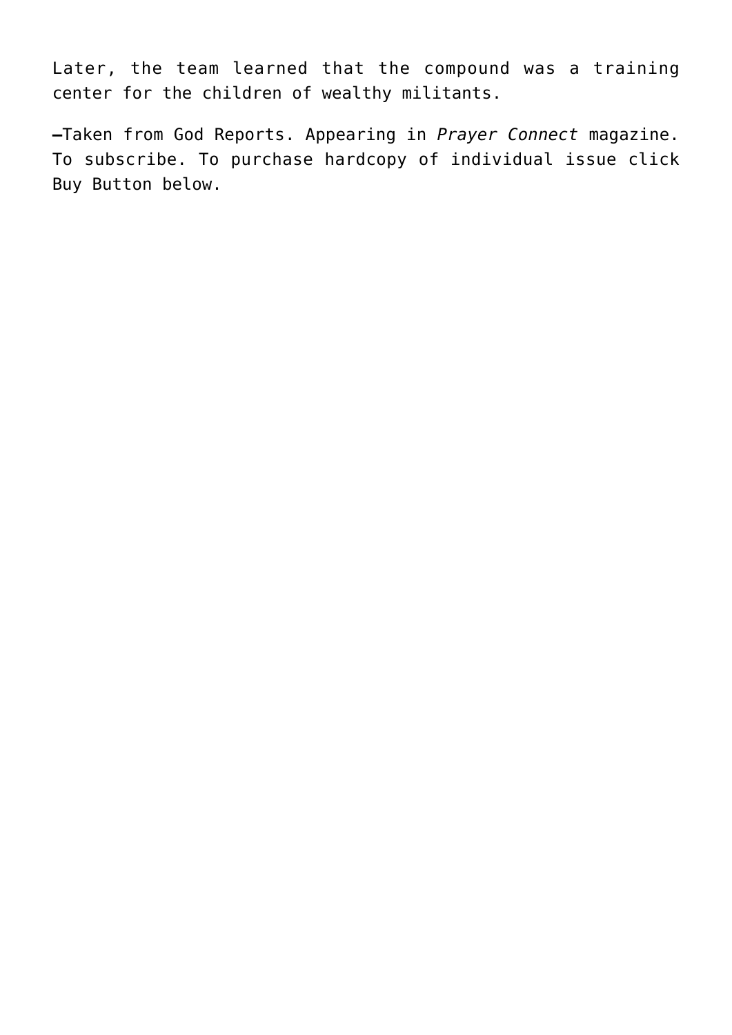Later, the team learned that the compound was a training center for the children of wealthy militants.

—Taken from God Reports. Appearing in *Prayer Connect* magazine. To subscribe. To purchase hardcopy of individual issue click Buy Button below.